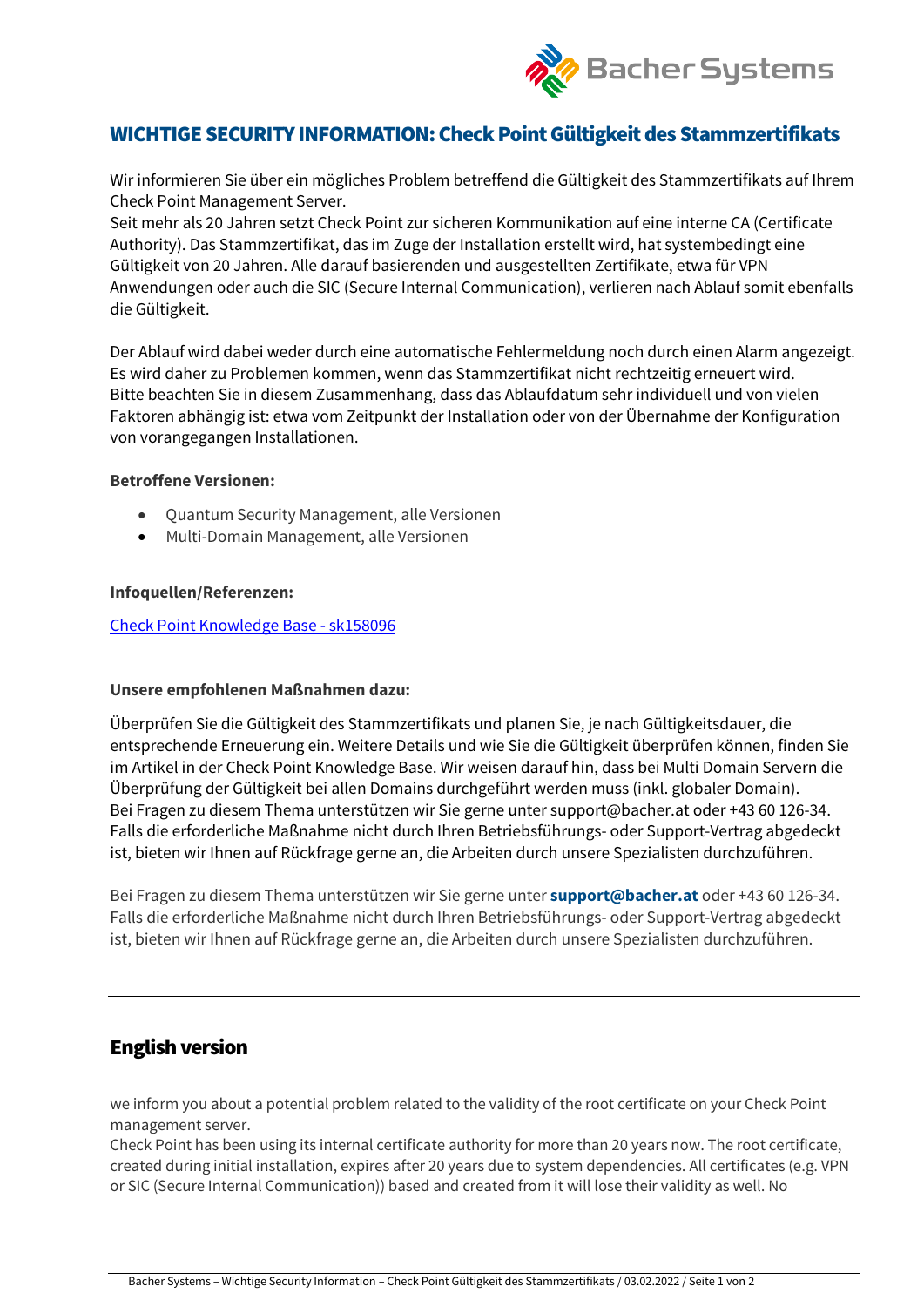# WICHTIGE SECURITY INFORMATION: Check Point Gültigkeit des Stammzertifikats

Wir informieren Sie über ein mögliches Problem betreffend die Gültigkeit des Stammzertifikats auf Ihrem Check Point Management Server.
Seit mehr als 20 Jahren setzt Check Point zur sicheren Kommunikation auf eine interne CA (Certificate Authority). Das Stammzertifikat, das im Zuge der Installation erstellt wird, hat systembedingt eine Gültigkeit von 20 Jahren. Alle darauf basierenden und ausgestellten Zertifikate, etwa für VPN Anwendungen oder auch die SIC (Secure Internal Communication), verlieren nach Ablauf somit ebenfalls die Gültigkeit.

Der Ablauf wird dabei weder durch eine automatische Fehlermeldung noch durch einen Alarm angezeigt. Es wird daher zu Problemen kommen, wenn das Stammzertifikat nicht rechtzeitig erneuert wird.
Bitte beachten Sie in diesem Zusammenhang, dass das Ablaufdatum sehr individuell und von vielen Faktoren abhängig ist: etwa vom Zeitpunkt der Installation oder von der Übernahme der Konfiguration von vorangegangen Installationen.

**Betroffene Versionen:**

- Quantum Security Management, alle Versionen
- Multi-Domain Management, alle Versionen

**Infoquellen/Referenzen:**

[Check Point Knowledge Base - sk158096]

**Unsere empfohlenen Maßnahmen dazu:**

Überprüfen Sie die Gültigkeit des Stammzertifikats und planen Sie, je nach Gültigkeitsdauer, die entsprechende Erneuerung ein. Weitere Details und wie Sie die Gültigkeit überprüfen können, finden Sie im Artikel in der Check Point Knowledge Base. Wir weisen darauf hin, dass bei Multi Domain Servern die Überprüfung der Gültigkeit bei allen Domains durchgeführt werden muss (inkl. globaler Domain).
Bei Fragen zu diesem Thema unterstützen wir Sie gerne unter support@bacher.at oder +43 60 126-34.
Falls die erforderliche Maßnahme nicht durch Ihren Betriebsführungs- oder Support-Vertrag abgedeckt ist, bieten wir Ihnen auf Rückfrage gerne an, die Arbeiten durch unsere Spezialisten durchzuführen.

Bei Fragen zu diesem Thema unterstützen wir Sie gerne unter **support@bacher.at** oder +43 60 126-34.
Falls die erforderliche Maßnahme nicht durch Ihren Betriebsführungs- oder Support-Vertrag abgedeckt ist, bieten wir Ihnen auf Rückfrage gerne an, die Arbeiten durch unsere Spezialisten durchzuführen.

---

## English version

we inform you about a potential problem related to the validity of the root certificate on your Check Point management server.
Check Point has been using its internal certificate authority for more than 20 years now. The root certificate, created during initial installation, expires after 20 years due to system dependencies. All certificates (e.g. VPN or SIC (Secure Internal Communication)) based and created from it will lose their validity as well. No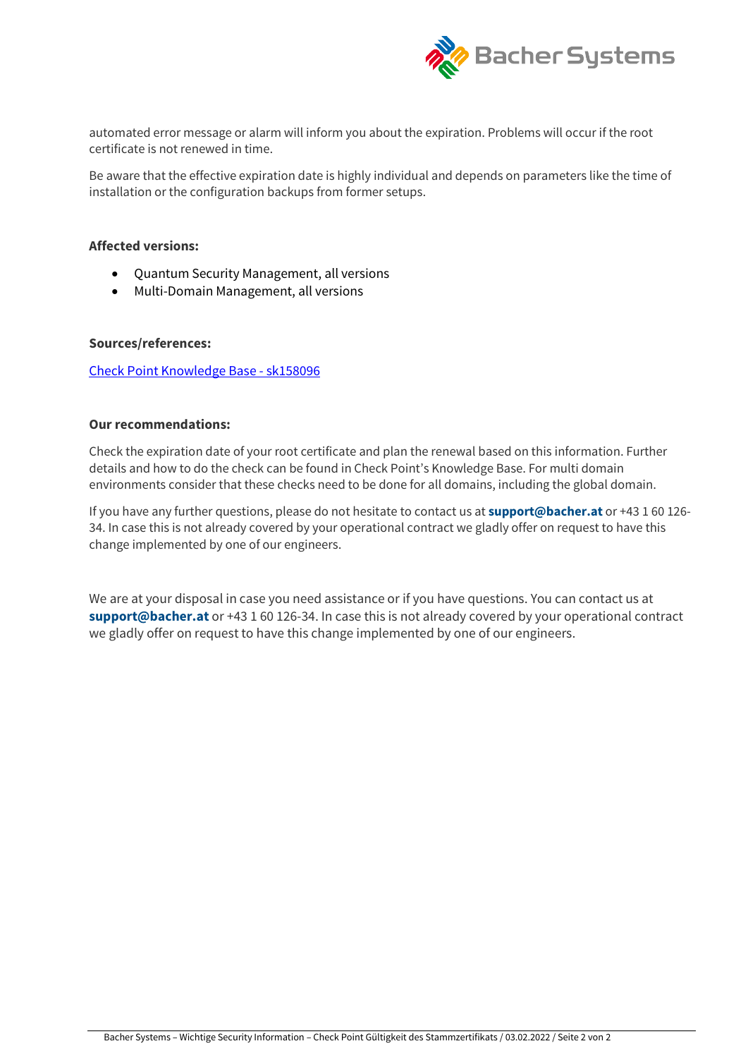automated error message or alarm will inform you about the expiration. Problems will occur if the root certificate is not renewed in time.

Be aware that the effective expiration date is highly individual and depends on parameters like the time of installation or the configuration backups from former setups.

**Affected versions:**

- Quantum Security Management, all versions
- Multi-Domain Management, all versions

**Sources/references:**

[Check Point Knowledge Base - sk158096]

**Our recommendations:**

Check the expiration date of your root certificate and plan the renewal based on this information. Further details and how to do the check can be found in Check Point's Knowledge Base. For multi domain environments consider that these checks need to be done for all domains, including the global domain.

If you have any further questions, please do not hesitate to contact us at **support@bacher.at** or +43 1 60 126-34. In case this is not already covered by your operational contract we gladly offer on request to have this change implemented by one of our engineers.

We are at your disposal in case you need assistance or if you have questions. You can contact us at **support@bacher.at** or +43 1 60 126-34. In case this is not already covered by your operational contract we gladly offer on request to have this change implemented by one of our engineers.